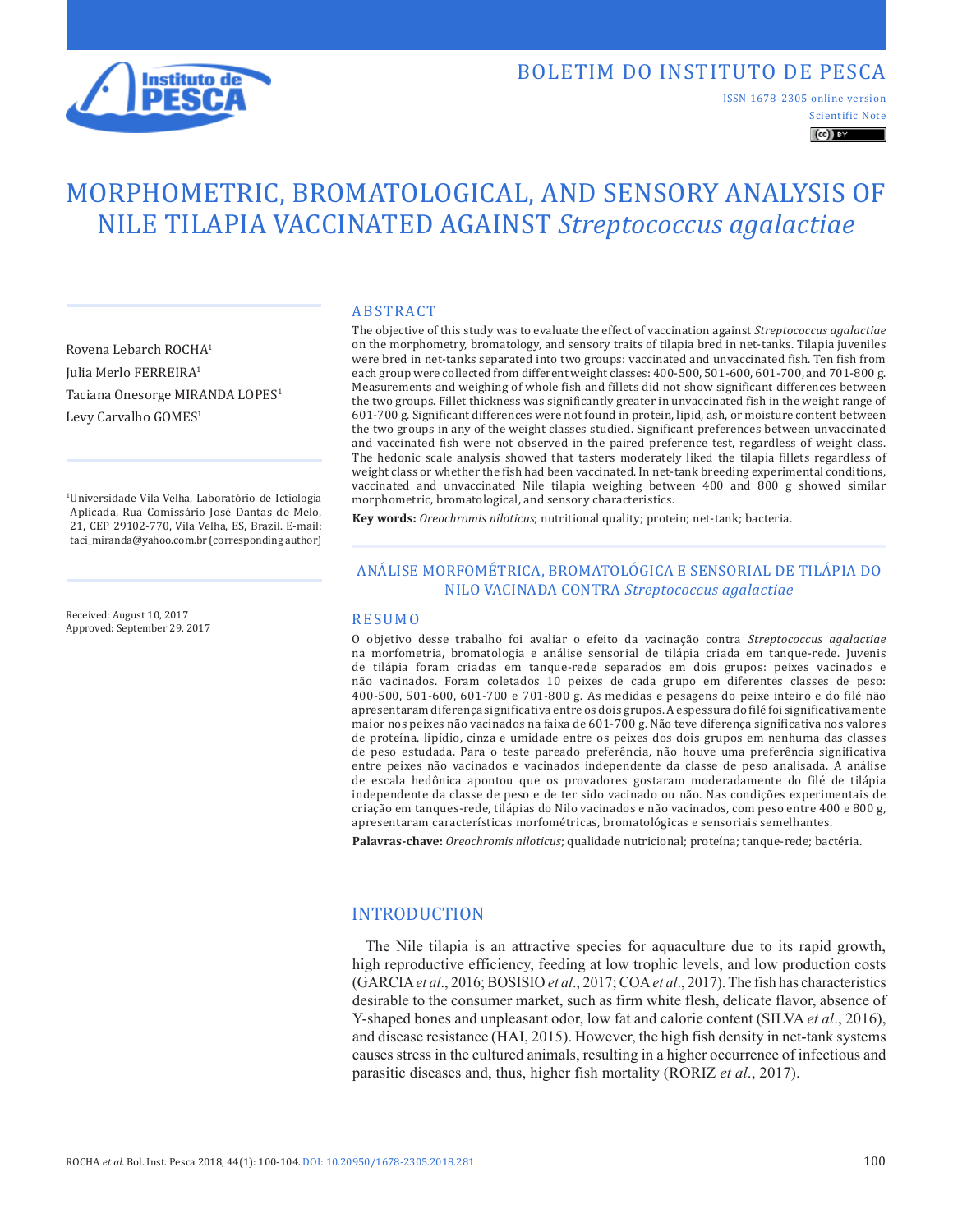BOLETIM DO INSTITUTO DE PESCA

ISSN 1678-2305 online version

Scientific Note

# MORPHOMETRIC, BROMATOLOGICAL, AND SENSORY ANALYSIS OF NILE TILAPIA VACCINATED AGAINST *Streptococcus agalactiae*

Rovena Lebarch ROCHA[1]
Julia Merlo FERREIRA[1]
Taciana Onesorge MIRANDA LOPES[1]
Levy Carvalho GOMES[1]

[1]Universidade Vila Velha, Laboratório de Ictiologia Aplicada, Rua Comissário José Dantas de Melo, 21, CEP 29102-770, Vila Velha, ES, Brazil. E-mail: taci_miranda@yahoo.com.br (corresponding author)

Received: August 10, 2017
Approved: September 29, 2017

## ABSTRACT

The objective of this study was to evaluate the effect of vaccination against *Streptococcus agalactiae* on the morphometry, bromatology, and sensory traits of tilapia bred in net-tanks. Tilapia juveniles were bred in net-tanks separated into two groups: vaccinated and unvaccinated fish. Ten fish from each group were collected from different weight classes: 400-500, 501-600, 601-700, and 701-800 g. Measurements and weighing of whole fish and fillets did not show significant differences between the two groups. Fillet thickness was significantly greater in unvaccinated fish in the weight range of 601-700 g. Significant differences were not found in protein, lipid, ash, or moisture content between the two groups in any of the weight classes studied. Significant preferences between unvaccinated and vaccinated fish were not observed in the paired preference test, regardless of weight class. The hedonic scale analysis showed that tasters moderately liked the tilapia fillets regardless of weight class or whether the fish had been vaccinated. In net-tank breeding experimental conditions, vaccinated and unvaccinated Nile tilapia weighing between 400 and 800 g showed similar morphometric, bromatological, and sensory characteristics.

**Key words:** *Oreochromis niloticus*; nutritional quality; protein; net-tank; bacteria.

## ANÁLISE MORFOMÉTRICA, BROMATOLÓGICA E SENSORIAL DE TILÁPIA DO NILO VACINADA CONTRA *Streptococcus agalactiae*

## RESUMO

O objetivo desse trabalho foi avaliar o efeito da vacinação contra *Streptococcus agalactiae* na morfometria, bromatologia e análise sensorial de tilápia criada em tanque-rede. Juvenis de tilápia foram criadas em tanque-rede separados em dois grupos: peixes vacinados e não vacinados. Foram coletados 10 peixes de cada grupo em diferentes classes de peso: 400-500, 501-600, 601-700 e 701-800 g. As medidas e pesagens do peixe inteiro e do filé não apresentaram diferença significativa entre os dois grupos. A espessura do filé foi significativamente maior nos peixes não vacinados na faixa de 601-700 g. Não teve diferença significativa nos valores de proteína, lipídio, cinza e umidade entre os peixes dos dois grupos em nenhuma das classes de peso estudada. Para o teste pareado preferência, não houve uma preferência significativa entre peixes não vacinados e vacinados independente da classe de peso analisada. A análise de escala hedônica apontou que os provadores gostaram moderadamente do filé de tilápia independente da classe de peso e de ter sido vacinado ou não. Nas condições experimentais de criação em tanques-rede, tilápias do Nilo vacinados e não vacinados, com peso entre 400 e 800 g, apresentaram características morfométricas, bromatológicas e sensoriais semelhantes.

**Palavras-chave:** *Oreochromis niloticus*; qualidade nutricional; proteína; tanque-rede; bactéria.

## INTRODUCTION

The Nile tilapia is an attractive species for aquaculture due to its rapid growth, high reproductive efficiency, feeding at low trophic levels, and low production costs (GARCIA *et al*., 2016; BOSISIO *et al*., 2017; COA *et al*., 2017). The fish has characteristics desirable to the consumer market, such as firm white flesh, delicate flavor, absence of Y-shaped bones and unpleasant odor, low fat and calorie content (SILVA *et al*., 2016), and disease resistance (HAI, 2015). However, the high fish density in net-tank systems causes stress in the cultured animals, resulting in a higher occurrence of infectious and parasitic diseases and, thus, higher fish mortality (RORIZ *et al*., 2017).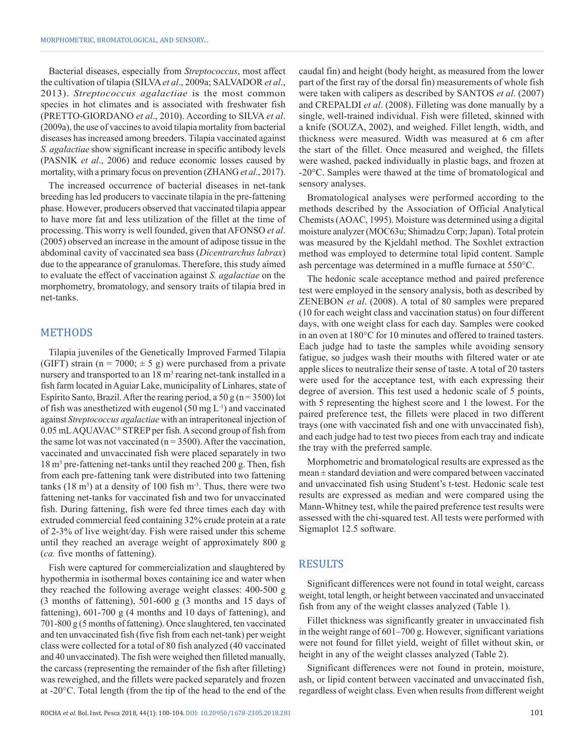Bacterial diseases, especially from *Streptococcus*, most affect the cultivation of tilapia (SILVA *et al*., 2009a; SALVADOR *et al*., 2013). *Streptococcus agalactiae* is the most common species in hot climates and is associated with freshwater fish (PRETTO-GIORDANO *et al*., 2010). According to SILVA *et al*. (2009a), the use of vaccines to avoid tilapia mortality from bacterial diseases has increased among breeders. Tilapia vaccinated against *S. agalactiae* show significant increase in specific antibody levels (PASNIK *et al*., 2006) and reduce economic losses caused by mortality, with a primary focus on prevention (ZHANG *et al*., 2017).

The increased occurrence of bacterial diseases in net-tank breeding has led producers to vaccinate tilapia in the pre-fattening phase. However, producers observed that vaccinated tilapia appear to have more fat and less utilization of the fillet at the time of processing. This worry is well founded, given that AFONSO *et al*. (2005) observed an increase in the amount of adipose tissue in the abdominal cavity of vaccinated sea bass (*Dicentrarchus labrax*) due to the appearance of granulomas. Therefore, this study aimed to evaluate the effect of vaccination against *S. agalactiae* on the morphometry, bromatology, and sensory traits of tilapia bred in net-tanks.

## METHODS

Tilapia juveniles of the Genetically Improved Farmed Tilapia (GIFT) strain (n = 7000; ± 5 g) were purchased from a private nursery and transported to an 18 $m^3$ rearing net-tank installed in a fish farm located in Aguiar Lake, municipality of Linhares, state of Espírito Santo, Brazil. After the rearing period, a 50 g (n = 3500) lot of fish was anesthetized with eugenol (50 mg $L^{-1}$) and vaccinated against *Streptococcus agalactiae* with an intraperitoneal injection of 0.05 mL AQUAVAC® STREP per fish. A second group of fish from the same lot was not vaccinated (n = 3500). After the vaccination, vaccinated and unvaccinated fish were placed separately in two 18 $m^3$ pre-fattening net-tanks until they reached 200 g. Then, fish from each pre-fattening tank were distributed into two fattening tanks (18 $m^3$) at a density of 100 fish $m^{-3}$. Thus, there were two fattening net-tanks for vaccinated fish and two for unvaccinated fish. During fattening, fish were fed three times each day with extruded commercial feed containing 32% crude protein at a rate of 2-3% of live weight/day. Fish were raised under this scheme until they reached an average weight of approximately 800 g (*ca.* five months of fattening).

Fish were captured for commercialization and slaughtered by hypothermia in isothermal boxes containing ice and water when they reached the following average weight classes: 400-500 g (3 months of fattening), 501-600 g (3 months and 15 days of fattening), 601-700 g (4 months and 10 days of fattening), and 701-800 g (5 months of fattening). Once slaughtered, ten vaccinated and ten unvaccinated fish (five fish from each net-tank) per weight class were collected for a total of 80 fish analyzed (40 vaccinated and 40 unvaccinated). The fish were weighed then filleted manually, the carcass (representing the remainder of the fish after filleting) was reweighed, and the fillets were packed separately and frozen at -20°C. Total length (from the tip of the head to the end of the caudal fin) and height (body height, as measured from the lower part of the first ray of the dorsal fin) measurements of whole fish were taken with calipers as described by SANTOS *et al*. (2007) and CREPALDI *et al*. (2008). Filleting was done manually by a single, well-trained individual. Fish were filleted, skinned with a knife (SOUZA, 2002), and weighed. Fillet length, width, and thickness were measured. Width was measured at 6 cm after the start of the fillet. Once measured and weighed, the fillets were washed, packed individually in plastic bags, and frozen at -20°C. Samples were thawed at the time of bromatological and sensory analyses.

Bromatological analyses were performed according to the methods described by the Association of Official Analytical Chemists (AOAC, 1995). Moisture was determined using a digital moisture analyzer (MOC63u; Shimadzu Corp; Japan). Total protein was measured by the Kjeldahl method. The Soxhlet extraction method was employed to determine total lipid content. Sample ash percentage was determined in a muffle furnace at 550°C.

The hedonic scale acceptance method and paired preference test were employed in the sensory analysis, both as described by ZENEBON *et al*. (2008). A total of 80 samples were prepared (10 for each weight class and vaccination status) on four different days, with one weight class for each day. Samples were cooked in an oven at 180°C for 10 minutes and offered to trained tasters. Each judge had to taste the samples while avoiding sensory fatigue, so judges wash their mouths with filtered water or ate apple slices to neutralize their sense of taste. A total of 20 tasters were used for the acceptance test, with each expressing their degree of aversion. This test used a hedonic scale of 5 points, with 5 representing the highest score and 1 the lowest. For the paired preference test, the fillets were placed in two different trays (one with vaccinated fish and one with unvaccinated fish), and each judge had to test two pieces from each tray and indicate the tray with the preferred sample.

Morphometric and bromatological results are expressed as the mean ± standard deviation and were compared between vaccinated and unvaccinated fish using Student's t-test. Hedonic scale test results are expressed as median and were compared using the Mann-Whitney test, while the paired preference test results were assessed with the chi-squared test. All tests were performed with Sigmaplot 12.5 software.

## RESULTS

Significant differences were not found in total weight, carcass weight, total length, or height between vaccinated and unvaccinated fish from any of the weight classes analyzed (Table 1).

Fillet thickness was significantly greater in unvaccinated fish in the weight range of 601–700 g. However, significant variations were not found for fillet yield, weight of fillet without skin, or height in any of the weight classes analyzed (Table 2).

Significant differences were not found in protein, moisture, ash, or lipid content between vaccinated and unvaccinated fish, regardless of weight class. Even when results from different weight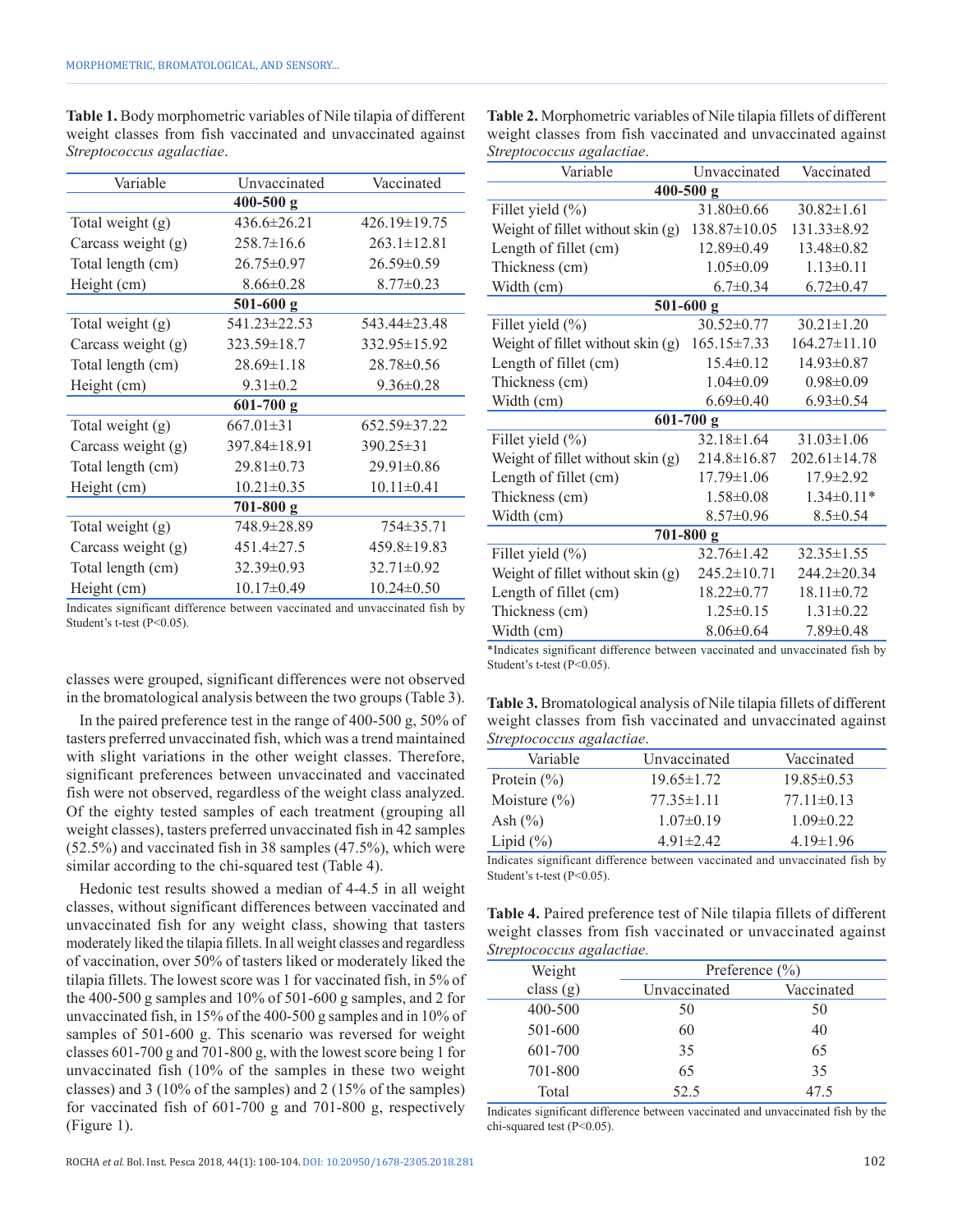**Table 1.** Body morphometric variables of Nile tilapia of different weight classes from fish vaccinated and unvaccinated against *Streptococcus agalactiae*.

| Variable | Unvaccinated | Vaccinated |
|---|---|---|
| **400-500 g** | | |
| Total weight (g) | 436.6±26.21 | 426.19±19.75 |
| Carcass weight (g) | 258.7±16.6 | 263.1±12.81 |
| Total length (cm) | 26.75±0.97 | 26.59±0.59 |
| Height (cm) | 8.66±0.28 | 8.77±0.23 |
| **501-600 g** | | |
| Total weight (g) | 541.23±22.53 | 543.44±23.48 |
| Carcass weight (g) | 323.59±18.7 | 332.95±15.92 |
| Total length (cm) | 28.69±1.18 | 28.78±0.56 |
| Height (cm) | 9.31±0.2 | 9.36±0.28 |
| **601-700 g** | | |
| Total weight (g) | 667.01±31 | 652.59±37.22 |
| Carcass weight (g) | 397.84±18.91 | 390.25±31 |
| Total length (cm) | 29.81±0.73 | 29.91±0.86 |
| Height (cm) | 10.21±0.35 | 10.11±0.41 |
| **701-800 g** | | |
| Total weight (g) | 748.9±28.89 | 754±35.71 |
| Carcass weight (g) | 451.4±27.5 | 459.8±19.83 |
| Total length (cm) | 32.39±0.93 | 32.71±0.92 |
| Height (cm) | 10.17±0.49 | 10.24±0.50 |

Indicates significant difference between vaccinated and unvaccinated fish by Student's t-test (P<0.05).

classes were grouped, significant differences were not observed in the bromatological analysis between the two groups (Table 3).

In the paired preference test in the range of 400-500 g, 50% of tasters preferred unvaccinated fish, which was a trend maintained with slight variations in the other weight classes. Therefore, significant preferences between unvaccinated and vaccinated fish were not observed, regardless of the weight class analyzed. Of the eighty tested samples of each treatment (grouping all weight classes), tasters preferred unvaccinated fish in 42 samples (52.5%) and vaccinated fish in 38 samples (47.5%), which were similar according to the chi-squared test (Table 4).

Hedonic test results showed a median of 4-4.5 in all weight classes, without significant differences between vaccinated and unvaccinated fish for any weight class, showing that tasters moderately liked the tilapia fillets. In all weight classes and regardless of vaccination, over 50% of tasters liked or moderately liked the tilapia fillets. The lowest score was 1 for vaccinated fish, in 5% of the 400-500 g samples and 10% of 501-600 g samples, and 2 for unvaccinated fish, in 15% of the 400-500 g samples and in 10% of samples of 501-600 g. This scenario was reversed for weight classes 601-700 g and 701-800 g, with the lowest score being 1 for unvaccinated fish (10% of the samples in these two weight classes) and 3 (10% of the samples) and 2 (15% of the samples) for vaccinated fish of 601-700 g and 701-800 g, respectively (Figure 1).

**Table 2.** Morphometric variables of Nile tilapia fillets of different weight classes from fish vaccinated and unvaccinated against *Streptococcus agalactiae*.

| Variable | Unvaccinated | Vaccinated |
|---|---|---|
| **400-500 g** | | |
| Fillet yield (%) | 31.80±0.66 | 30.82±1.61 |
| Weight of fillet without skin (g) | 138.87±10.05 | 131.33±8.92 |
| Length of fillet (cm) | 12.89±0.49 | 13.48±0.82 |
| Thickness (cm) | 1.05±0.09 | 1.13±0.11 |
| Width (cm) | 6.7±0.34 | 6.72±0.47 |
| **501-600 g** | | |
| Fillet yield (%) | 30.52±0.77 | 30.21±1.20 |
| Weight of fillet without skin (g) | 165.15±7.33 | 164.27±11.10 |
| Length of fillet (cm) | 15.4±0.12 | 14.93±0.87 |
| Thickness (cm) | 1.04±0.09 | 0.98±0.09 |
| Width (cm) | 6.69±0.40 | 6.93±0.54 |
| **601-700 g** | | |
| Fillet yield (%) | 32.18±1.64 | 31.03±1.06 |
| Weight of fillet without skin (g) | 214.8±16.87 | 202.61±14.78 |
| Length of fillet (cm) | 17.79±1.06 | 17.9±2.92 |
| Thickness (cm) | 1.58±0.08 | 1.34±0.11* |
| Width (cm) | 8.57±0.96 | 8.5±0.54 |
| **701-800 g** | | |
| Fillet yield (%) | 32.76±1.42 | 32.35±1.55 |
| Weight of fillet without skin (g) | 245.2±10.71 | 244.2±20.34 |
| Length of fillet (cm) | 18.22±0.77 | 18.11±0.72 |
| Thickness (cm) | 1.25±0.15 | 1.31±0.22 |
| Width (cm) | 8.06±0.64 | 7.89±0.48 |

*Indicates significant difference between vaccinated and unvaccinated fish by Student's t-test (P<0.05).

**Table 3.** Bromatological analysis of Nile tilapia fillets of different weight classes from fish vaccinated and unvaccinated against *Streptococcus agalactiae*.

| Variable | Unvaccinated | Vaccinated |
|---|---|---|
| Protein (%) | 19.65±1.72 | 19.85±0.53 |
| Moisture (%) | 77.35±1.11 | 77.11±0.13 |
| Ash (%) | 1.07±0.19 | 1.09±0.22 |
| Lipid (%) | 4.91±2.42 | 4.19±1.96 |

Indicates significant difference between vaccinated and unvaccinated fish by Student's t-test (P<0.05).

**Table 4.** Paired preference test of Nile tilapia fillets of different weight classes from fish vaccinated or unvaccinated against *Streptococcus agalactiae.*

| Weight class (g) | Preference (%) | |
|---|---|---|
| | Unvaccinated | Vaccinated |
| 400-500 | 50 | 50 |
| 501-600 | 60 | 40 |
| 601-700 | 35 | 65 |
| 701-800 | 65 | 35 |
| Total | 52.5 | 47.5 |

Indicates significant difference between vaccinated and unvaccinated fish by the chi-squared test (P<0.05).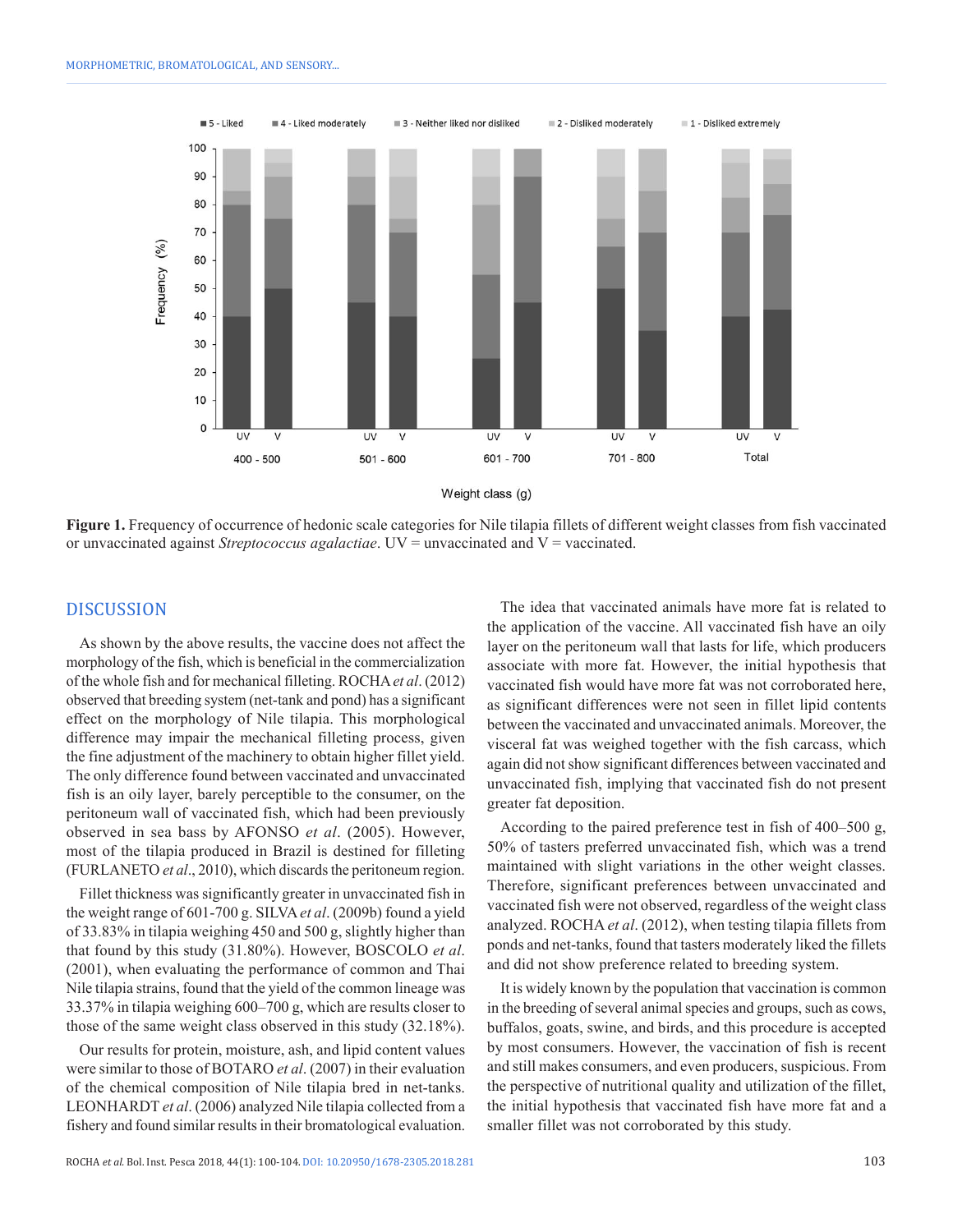Figure 1. Frequency of occurrence of hedonic scale categories for Nile tilapia fillets of different weight classes from fish vaccinated or unvaccinated against *Streptococcus agalactiae*. UV = unvaccinated and V = vaccinated.

## DISCUSSION

As shown by the above results, the vaccine does not affect the morphology of the fish, which is beneficial in the commercialization of the whole fish and for mechanical filleting. ROCHA *et al*. (2012) observed that breeding system (net-tank and pond) has a significant effect on the morphology of Nile tilapia. This morphological difference may impair the mechanical filleting process, given the fine adjustment of the machinery to obtain higher fillet yield. The only difference found between vaccinated and unvaccinated fish is an oily layer, barely perceptible to the consumer, on the peritoneum wall of vaccinated fish, which had been previously observed in sea bass by AFONSO *et al*. (2005). However, most of the tilapia produced in Brazil is destined for filleting (FURLANETO *et al*., 2010), which discards the peritoneum region.

Fillet thickness was significantly greater in unvaccinated fish in the weight range of 601-700 g. SILVA *et al*. (2009b) found a yield of 33.83% in tilapia weighing 450 and 500 g, slightly higher than that found by this study (31.80%). However, BOSCOLO *et al*. (2001), when evaluating the performance of common and Thai Nile tilapia strains, found that the yield of the common lineage was 33.37% in tilapia weighing 600–700 g, which are results closer to those of the same weight class observed in this study (32.18%).

Our results for protein, moisture, ash, and lipid content values were similar to those of BOTARO *et al*. (2007) in their evaluation of the chemical composition of Nile tilapia bred in net-tanks. LEONHARDT *et al*. (2006) analyzed Nile tilapia collected from a fishery and found similar results in their bromatological evaluation.

The idea that vaccinated animals have more fat is related to the application of the vaccine. All vaccinated fish have an oily layer on the peritoneum wall that lasts for life, which producers associate with more fat. However, the initial hypothesis that vaccinated fish would have more fat was not corroborated here, as significant differences were not seen in fillet lipid contents between the vaccinated and unvaccinated animals. Moreover, the visceral fat was weighed together with the fish carcass, which again did not show significant differences between vaccinated and unvaccinated fish, implying that vaccinated fish do not present greater fat deposition.

According to the paired preference test in fish of 400–500 g, 50% of tasters preferred unvaccinated fish, which was a trend maintained with slight variations in the other weight classes. Therefore, significant preferences between unvaccinated and vaccinated fish were not observed, regardless of the weight class analyzed. ROCHA *et al*. (2012), when testing tilapia fillets from ponds and net-tanks, found that tasters moderately liked the fillets and did not show preference related to breeding system.

It is widely known by the population that vaccination is common in the breeding of several animal species and groups, such as cows, buffalos, goats, swine, and birds, and this procedure is accepted by most consumers. However, the vaccination of fish is recent and still makes consumers, and even producers, suspicious. From the perspective of nutritional quality and utilization of the fillet, the initial hypothesis that vaccinated fish have more fat and a smaller fillet was not corroborated by this study.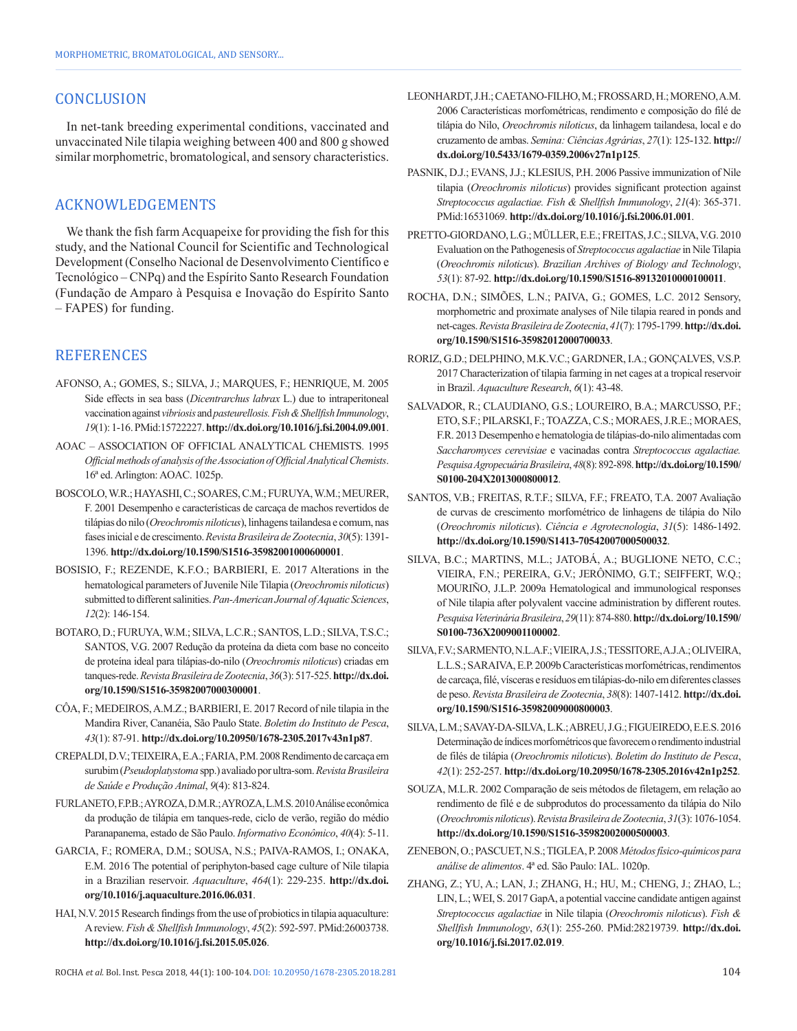## CONCLUSION

In net-tank breeding experimental conditions, vaccinated and unvaccinated Nile tilapia weighing between 400 and 800 g showed similar morphometric, bromatological, and sensory characteristics.

## ACKNOWLEDGEMENTS

We thank the fish farm Acquapeixe for providing the fish for this study, and the National Council for Scientific and Technological Development (Conselho Nacional de Desenvolvimento Científico e Tecnológico – CNPq) and the Espírito Santo Research Foundation (Fundação de Amparo à Pesquisa e Inovação do Espírito Santo – FAPES) for funding.

## REFERENCES

AFONSO, A.; GOMES, S.; SILVA, J.; MARQUES, F.; HENRIQUE, M. 2005 Side effects in sea bass (*Dicentrarchus labrax* L.) due to intraperitoneal vaccination against *vibriosis* and *pasteurellosis*. *Fish & Shellfish Immunology*, *19*(1): 1-16. PMid:15722227. **http://dx.doi.org/10.1016/j.fsi.2004.09.001**.

AOAC – ASSOCIATION OF OFFICIAL ANALYTICAL CHEMISTS. 1995 *Official methods of analysis of the Association of Official Analytical Chemists*. 16ª ed. Arlington: AOAC. 1025p.

BOSCOLO, W.R.; HAYASHI, C.; SOARES, C.M.; FURUYA, W.M.; MEURER, F. 2001 Desempenho e características de carcaça de machos revertidos de tilápias do nilo (*Oreochromis niloticus*), linhagens tailandesa e comum, nas fases inicial e de crescimento. *Revista Brasileira de Zootecnia*, *30*(5): 1391-1396. **http://dx.doi.org/10.1590/S1516-35982001000600001**.

BOSISIO, F.; REZENDE, K.F.O.; BARBIERI, E. 2017 Alterations in the hematological parameters of Juvenile Nile Tilapia (*Oreochromis niloticus*) submitted to different salinities. *Pan-American Journal of Aquatic Sciences*, *12*(2): 146-154.

BOTARO, D.; FURUYA, W.M.; SILVA, L.C.R.; SANTOS, L.D.; SILVA, T.S.C.; SANTOS, V.G. 2007 Redução da proteína da dieta com base no conceito de proteína ideal para tilápias-do-nilo (*Oreochromis niloticus*) criadas em tanques-rede. *Revista Brasileira de Zootecnia*, *36*(3): 517-525. **http://dx.doi.org/10.1590/S1516-35982007000300001**.

CÔA, F.; MEDEIROS, A.M.Z.; BARBIERI, E. 2017 Record of nile tilapia in the Mandira River, Cananéia, São Paulo State. *Boletim do Instituto de Pesca*, *43*(1): 87-91. **http://dx.doi.org/10.20950/1678-2305.2017v43n1p87**.

CREPALDI, D.V.; TEIXEIRA, E.A.; FARIA, P.M. 2008 Rendimento de carcaça em surubim (*Pseudoplatystoma* spp.) avaliado por ultra-som. *Revista Brasileira de Saúde e Produção Animal*, *9*(4): 813-824.

FURLANETO, F.P.B.; AYROZA, D.M.R.; AYROZA, L.M.S. 2010 Análise econômica da produção de tilápia em tanques-rede, ciclo de verão, região do médio Paranapanema, estado de São Paulo. *Informativo Econômico*, *40*(4): 5-11.

GARCIA, F.; ROMERA, D.M.; SOUSA, N.S.; PAIVA-RAMOS, I.; ONAKA, E.M. 2016 The potential of periphyton-based cage culture of Nile tilapia in a Brazilian reservoir. *Aquaculture*, *464*(1): 229-235. **http://dx.doi.org/10.1016/j.aquaculture.2016.06.031**.

HAI, N.V. 2015 Research findings from the use of probiotics in tilapia aquaculture: A review. *Fish & Shellfish Immunology*, *45*(2): 592-597. PMid:26003738. **http://dx.doi.org/10.1016/j.fsi.2015.05.026**.

LEONHARDT, J.H.; CAETANO-FILHO, M.; FROSSARD, H.; MORENO, A.M. 2006 Características morfométricas, rendimento e composição do filé de tilápia do Nilo, *Oreochromis niloticus*, da linhagem tailandesa, local e do cruzamento de ambas. *Semina: Ciências Agrárias*, *27*(1): 125-132. **http://dx.doi.org/10.5433/1679-0359.2006v27n1p125**.

PASNIK, D.J.; EVANS, J.J.; KLESIUS, P.H. 2006 Passive immunization of Nile tilapia (*Oreochromis niloticus*) provides significant protection against *Streptococcus agalactiae. Fish & Shellfish Immunology*, *21*(4): 365-371. PMid:16531069. **http://dx.doi.org/10.1016/j.fsi.2006.01.001**.

PRETTO-GIORDANO, L.G.; MÜLLER, E.E.; FREITAS, J.C.; SILVA, V.G. 2010 Evaluation on the Pathogenesis of *Streptococcus agalactiae* in Nile Tilapia (*Oreochromis niloticus*). *Brazilian Archives of Biology and Technology*, *53*(1): 87-92. **http://dx.doi.org/10.1590/S1516-89132010000100011**.

ROCHA, D.N.; SIMÕES, L.N.; PAIVA, G.; GOMES, L.C. 2012 Sensory, morphometric and proximate analyses of Nile tilapia reared in ponds and net-cages. *Revista Brasileira de Zootecnia*, *41*(7): 1795-1799. **http://dx.doi.org/10.1590/S1516-35982012000700033**.

RORIZ, G.D.; DELPHINO, M.K.V.C.; GARDNER, I.A.; GONÇALVES, V.S.P. 2017 Characterization of tilapia farming in net cages at a tropical reservoir in Brazil. *Aquaculture Research*, *6*(1): 43-48.

SALVADOR, R.; CLAUDIANO, G.S.; LOUREIRO, B.A.; MARCUSSO, P.F.; ETO, S.F.; PILARSKI, F.; TOAZZA, C.S.; MORAES, J.R.E.; MORAES, F.R. 2013 Desempenho e hematologia de tilápias-do-nilo alimentadas com *Saccharomyces cerevisiae* e vacinadas contra *Streptococcus agalactiae. Pesquisa Agropecuária Brasileira*, *48*(8): 892-898. **http://dx.doi.org/10.1590/S0100-204X2013000800012**.

SANTOS, V.B.; FREITAS, R.T.F.; SILVA, F.F.; FREATO, T.A. 2007 Avaliação de curvas de crescimento morfométrico de linhagens de tilápia do Nilo (*Oreochromis niloticus*). *Ciência e Agrotecnologia*, *31*(5): 1486-1492. **http://dx.doi.org/10.1590/S1413-70542007000500032**.

SILVA, B.C.; MARTINS, M.L.; JATOBÁ, A.; BUGLIONE NETO, C.C.; VIEIRA, F.N.; PEREIRA, G.V.; JERÔNIMO, G.T.; SEIFFERT, W.Q.; MOURIÑO, J.L.P. 2009a Hematological and immunological responses of Nile tilapia after polyvalent vaccine administration by different routes. *Pesquisa Veterinária Brasileira*, *29*(11): 874-880. **http://dx.doi.org/10.1590/S0100-736X2009001100002**.

SILVA, F.V.; SARMENTO, N.L.A.F.; VIEIRA, J.S.; TESSITORE, A.J.A.; OLIVEIRA, L.L.S.; SARAIVA, E.P. 2009b Características morfométricas, rendimentos de carcaça, filé, vísceras e resíduos em tilápias-do-nilo em diferentes classes de peso. *Revista Brasileira de Zootecnia*, *38*(8): 1407-1412. **http://dx.doi.org/10.1590/S1516-35982009000800003**.

SILVA, L.M.; SAVAY-DA-SILVA, L.K.; ABREU, J.G.; FIGUEIREDO, E.E.S. 2016 Determinação de índices morfométricos que favorecem o rendimento industrial de filés de tilápia (*Oreochromis niloticus*). *Boletim do Instituto de Pesca*, *42*(1): 252-257. **http://dx.doi.org/10.20950/1678-2305.2016v42n1p252**.

SOUZA, M.L.R. 2002 Comparação de seis métodos de filetagem, em relação ao rendimento de filé e de subprodutos do processamento da tilápia do Nilo (*Oreochromis niloticus*). *Revista Brasileira de Zootecnia*, *31*(3): 1076-1054. **http://dx.doi.org/10.1590/S1516-35982002000500003**.

ZENEBON, O.; PASCUET, N.S.; TIGLEA, P. 2008 *Métodos físico-químicos para análise de alimentos*. 4ª ed. São Paulo: IAL. 1020p.

ZHANG, Z.; YU, A.; LAN, J.; ZHANG, H.; HU, M.; CHENG, J.; ZHAO, L.; LIN, L.; WEI, S. 2017 GapA, a potential vaccine candidate antigen against *Streptococcus agalactiae* in Nile tilapia (*Oreochromis niloticus*). *Fish & Shellfish Immunology*, *63*(1): 255-260. PMid:28219739. **http://dx.doi.org/10.1016/j.fsi.2017.02.019**.